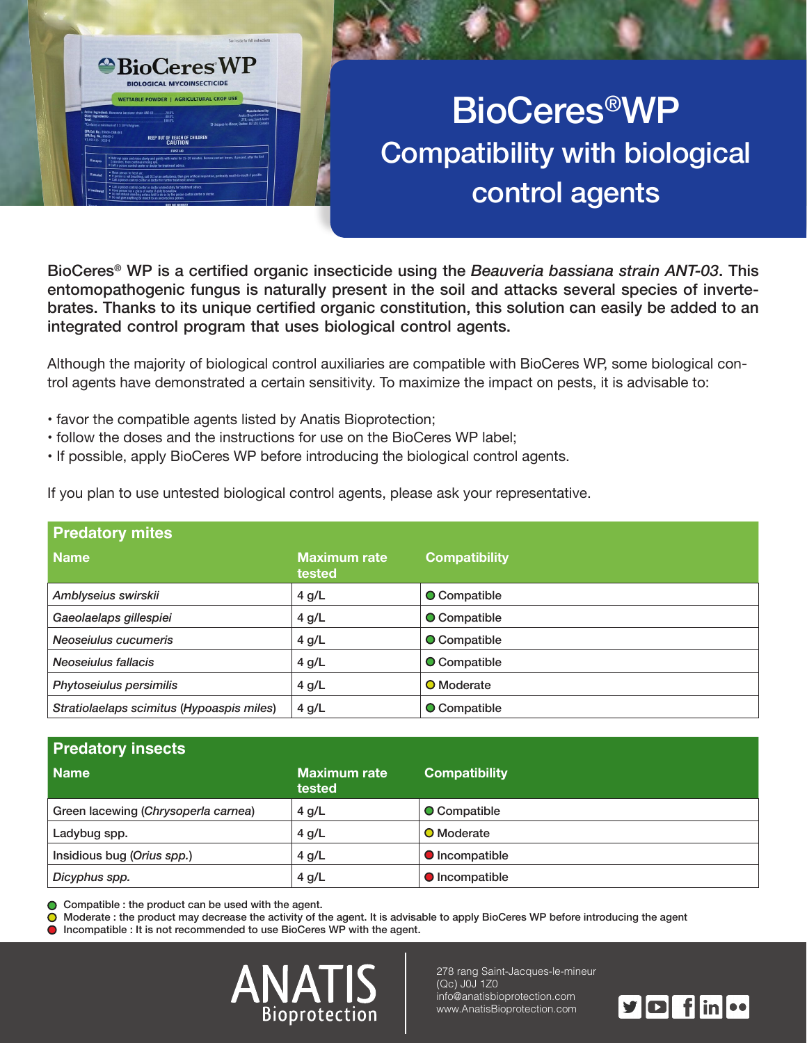# BioCeres®WP

## Compatibility with biological control agents

**BioCeres® WP is a certified organic insecticide using the *Beauveria bassiana strain ANT-03*. This entomopathogenic fungus is naturally present in the soil and attacks several species of invertebrates. Thanks to its unique certified organic constitution, this solution can easily be added to an integrated control program that uses biological control agents.**

Although the majority of biological control auxiliaries are compatible with BioCeres WP, some biological control agents have demonstrated a certain sensitivity. To maximize the impact on pests, it is advisable to:

- favor the compatible agents listed by Anatis Bioprotection;
- follow the doses and the instructions for use on the BioCeres WP label;
- If possible, apply BioCeres WP before introducing the biological control agents.

If you plan to use untested biological control agents, please ask your representative.

### Predatory mites

| Name | Maximum rate tested | Compatibility |
| --- | --- | --- |
| *Amblyseius swirskii* | 4 g/L | Compatible |
| *Gaeolaelaps gillespiei* | 4 g/L | Compatible |
| *Neoseiulus cucumeris* | 4 g/L | Compatible |
| *Neoseiulus fallacis* | 4 g/L | Compatible |
| *Phytoseiulus persimilis* | 4 g/L | Moderate |
| *Stratiolaelaps scimitus* (*Hypoaspis miles*) | 4 g/L | Compatible |

### Predatory insects

| Name | Maximum rate tested | Compatibility |
| --- | --- | --- |
| Green lacewing (*Chrysoperla carnea*) | 4 g/L | Compatible |
| Ladybug spp. | 4 g/L | Moderate |
| Insidious bug (*Orius spp.*) | 4 g/L | Incompatible |
| *Dicyphus spp.* | 4 g/L | Incompatible |

- Compatible : the product can be used with the agent.
- Moderate : the product may decrease the activity of the agent. It is advisable to apply BioCeres WP before introducing the agent
- Incompatible : It is not recommended to use BioCeres WP with the agent.

ANATIS Bioprotection

278 rang Saint-Jacques-le-mineur
(Qc) J0J 1Z0
info@anatisbioprotection.com
www.AnatisBioprotection.com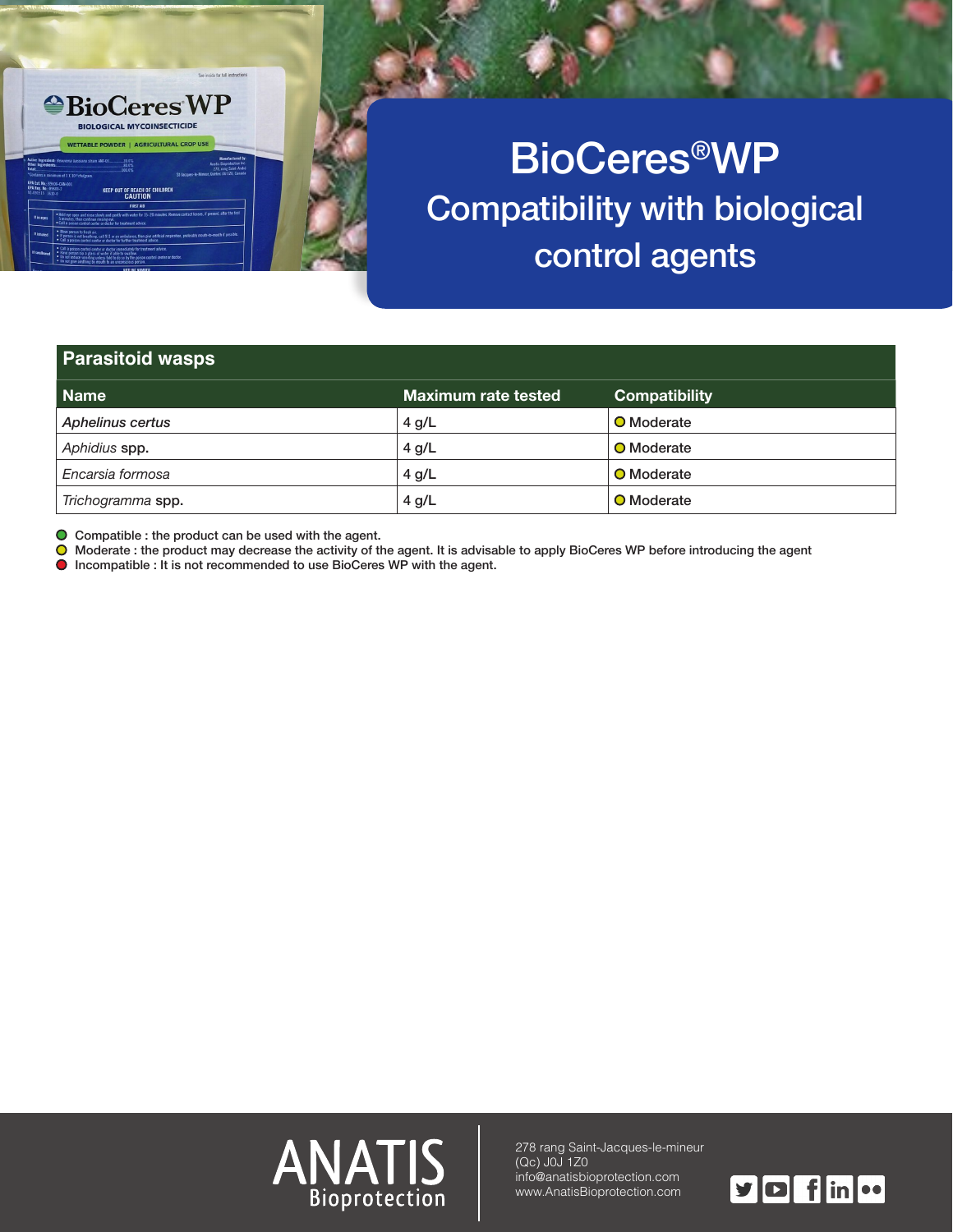# BioCeres®WP

## Compatibility with biological control agents

| Parasitoid wasps | | |
|---|---|---|
| **Name** | **Maximum rate tested** | **Compatibility** |
| *Aphelinus certus* | 4 g/L | Moderate |
| *Aphidius* spp. | 4 g/L | Moderate |
| *Encarsia formosa* | 4 g/L | Moderate |
| *Trichogramma* spp. | 4 g/L | Moderate |

- Compatible : the product can be used with the agent.
- Moderate : the product may decrease the activity of the agent. It is advisable to apply BioCeres WP before introducing the agent
- Incompatible : It is not recommended to use BioCeres WP with the agent.

ANATIS Bioprotection

278 rang Saint-Jacques-le-mineur
(Qc) J0J 1Z0
info@anatisbioprotection.com
www.AnatisBioprotection.com